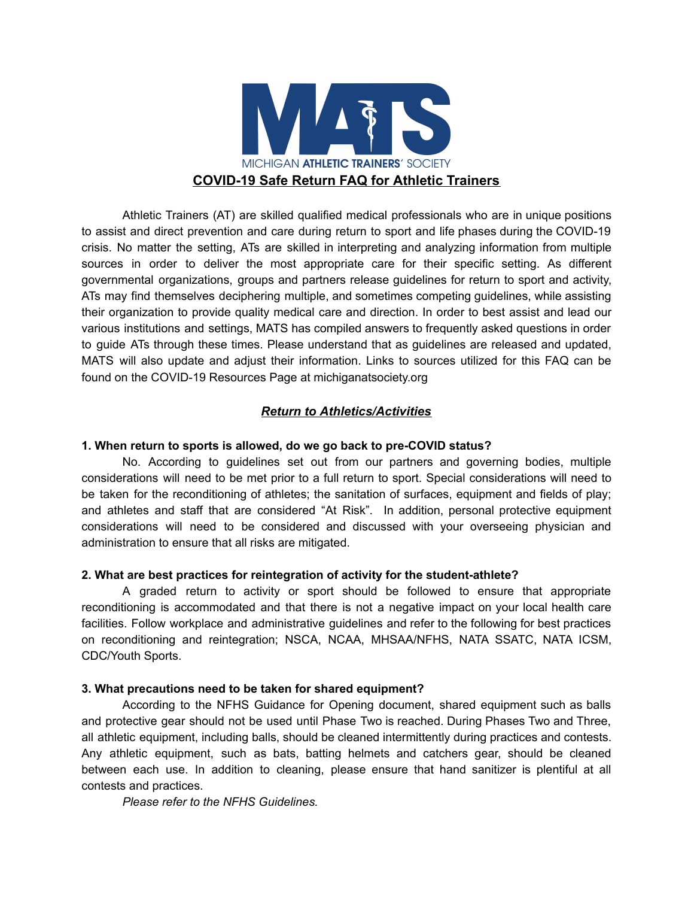MATS

MICHIGAN **ATHLETIC TRAINERS'** SOCIETY

# COVID-19 Safe Return FAQ for Athletic Trainers

Athletic Trainers (AT) are skilled qualified medical professionals who are in unique positions to assist and direct prevention and care during return to sport and life phases during the COVID-19 crisis. No matter the setting, ATs are skilled in interpreting and analyzing information from multiple sources in order to deliver the most appropriate care for their specific setting. As different governmental organizations, groups and partners release guidelines for return to sport and activity, ATs may find themselves deciphering multiple, and sometimes competing guidelines, while assisting their organization to provide quality medical care and direction. In order to best assist and lead our various institutions and settings, MATS has compiled answers to frequently asked questions in order to guide ATs through these times. Please understand that as guidelines are released and updated, MATS will also update and adjust their information. Links to sources utilized for this FAQ can be found on the COVID-19 Resources Page at michiganatsociety.org

## *Return to Athletics/Activities*

**1. When return to sports is allowed, do we go back to pre-COVID status?**

No. According to guidelines set out from our partners and governing bodies, multiple considerations will need to be met prior to a full return to sport. Special considerations will need to be taken for the reconditioning of athletes; the sanitation of surfaces, equipment and fields of play; and athletes and staff that are considered "At Risk". In addition, personal protective equipment considerations will need to be considered and discussed with your overseeing physician and administration to ensure that all risks are mitigated.

**2. What are best practices for reintegration of activity for the student-athlete?**

A graded return to activity or sport should be followed to ensure that appropriate reconditioning is accommodated and that there is not a negative impact on your local health care facilities. Follow workplace and administrative guidelines and refer to the following for best practices on reconditioning and reintegration; NSCA, NCAA, MHSAA/NFHS, NATA SSATC, NATA ICSM, CDC/Youth Sports.

**3. What precautions need to be taken for shared equipment?**

According to the NFHS Guidance for Opening document, shared equipment such as balls and protective gear should not be used until Phase Two is reached. During Phases Two and Three, all athletic equipment, including balls, should be cleaned intermittently during practices and contests. Any athletic equipment, such as bats, batting helmets and catchers gear, should be cleaned between each use. In addition to cleaning, please ensure that hand sanitizer is plentiful at all contests and practices.

*Please refer to the NFHS Guidelines.*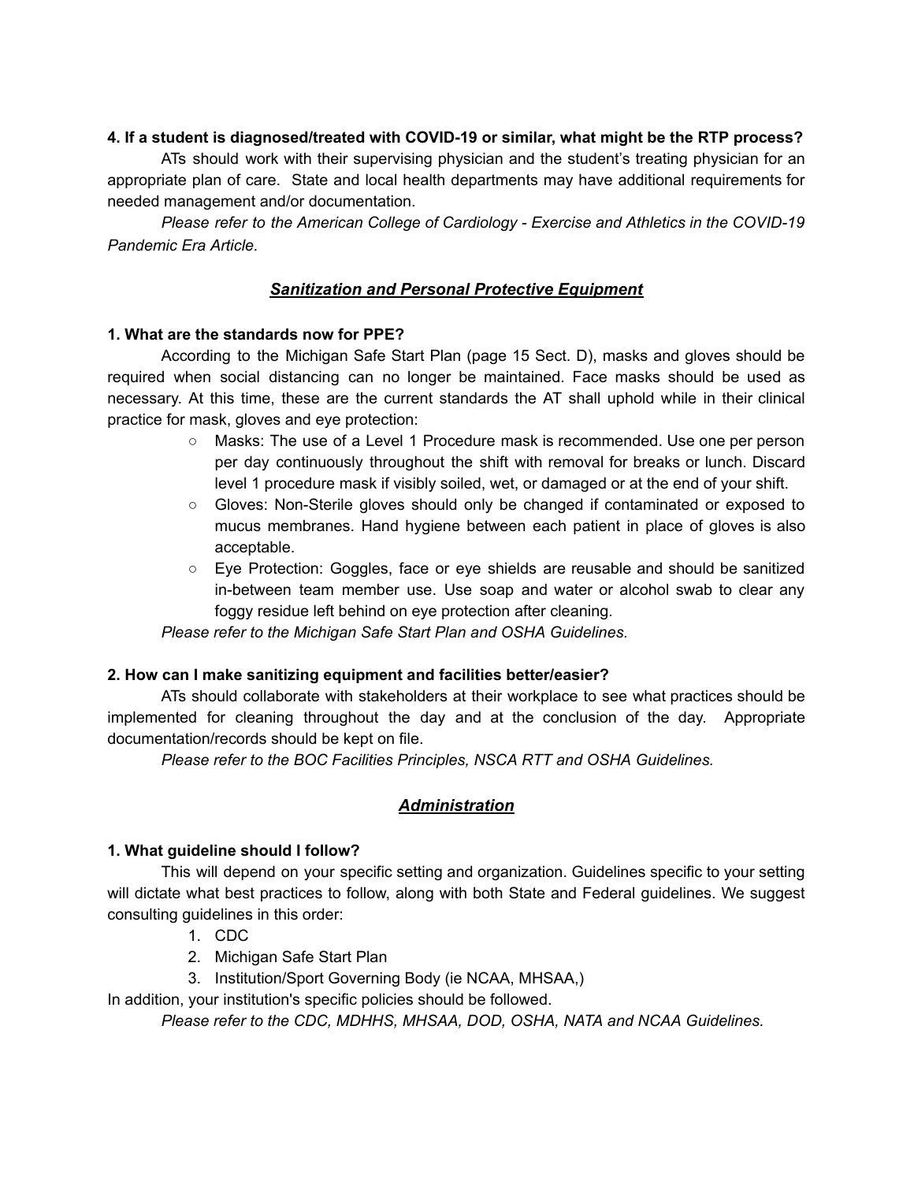**4. If a student is diagnosed/treated with COVID-19 or similar, what might be the RTP process?**

ATs should work with their supervising physician and the student's treating physician for an appropriate plan of care. State and local health departments may have additional requirements for needed management and/or documentation.

*Please refer to the American College of Cardiology - Exercise and Athletics in the COVID-19 Pandemic Era Article.*

## ***Sanitization and Personal Protective Equipment***

**1. What are the standards now for PPE?**

According to the Michigan Safe Start Plan (page 15 Sect. D), masks and gloves should be required when social distancing can no longer be maintained. Face masks should be used as necessary. At this time, these are the current standards the AT shall uphold while in their clinical practice for mask, gloves and eye protection:

- Masks: The use of a Level 1 Procedure mask is recommended. Use one per person per day continuously throughout the shift with removal for breaks or lunch. Discard level 1 procedure mask if visibly soiled, wet, or damaged or at the end of your shift.
- Gloves: Non-Sterile gloves should only be changed if contaminated or exposed to mucus membranes. Hand hygiene between each patient in place of gloves is also acceptable.
- Eye Protection: Goggles, face or eye shields are reusable and should be sanitized in-between team member use. Use soap and water or alcohol swab to clear any foggy residue left behind on eye protection after cleaning.

*Please refer to the Michigan Safe Start Plan and OSHA Guidelines.*

**2. How can I make sanitizing equipment and facilities better/easier?**

ATs should collaborate with stakeholders at their workplace to see what practices should be implemented for cleaning throughout the day and at the conclusion of the day. Appropriate documentation/records should be kept on file.

*Please refer to the BOC Facilities Principles, NSCA RTT and OSHA Guidelines.*

## ***Administration***

**1. What guideline should I follow?**

This will depend on your specific setting and organization. Guidelines specific to your setting will dictate what best practices to follow, along with both State and Federal guidelines. We suggest consulting guidelines in this order:

1. CDC
2. Michigan Safe Start Plan
3. Institution/Sport Governing Body (ie NCAA, MHSAA,)

In addition, your institution's specific policies should be followed.

*Please refer to the CDC, MDHHS, MHSAA, DOD, OSHA, NATA and NCAA Guidelines.*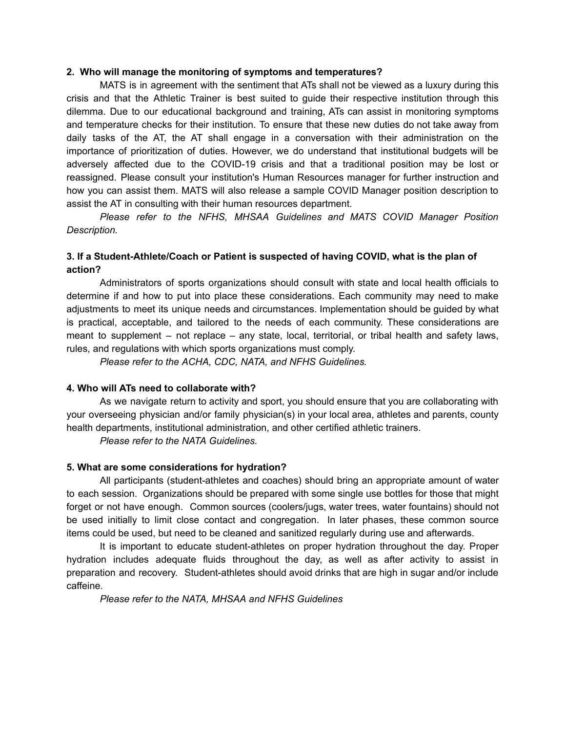**2. Who will manage the monitoring of symptoms and temperatures?**

MATS is in agreement with the sentiment that ATs shall not be viewed as a luxury during this crisis and that the Athletic Trainer is best suited to guide their respective institution through this dilemma. Due to our educational background and training, ATs can assist in monitoring symptoms and temperature checks for their institution. To ensure that these new duties do not take away from daily tasks of the AT, the AT shall engage in a conversation with their administration on the importance of prioritization of duties. However, we do understand that institutional budgets will be adversely affected due to the COVID-19 crisis and that a traditional position may be lost or reassigned. Please consult your institution's Human Resources manager for further instruction and how you can assist them. MATS will also release a sample COVID Manager position description to assist the AT in consulting with their human resources department.

*Please refer to the NFHS, MHSAA Guidelines and MATS COVID Manager Position Description.*

**3. If a Student-Athlete/Coach or Patient is suspected of having COVID, what is the plan of action?**

Administrators of sports organizations should consult with state and local health officials to determine if and how to put into place these considerations. Each community may need to make adjustments to meet its unique needs and circumstances. Implementation should be guided by what is practical, acceptable, and tailored to the needs of each community. These considerations are meant to supplement – not replace – any state, local, territorial, or tribal health and safety laws, rules, and regulations with which sports organizations must comply.

*Please refer to the ACHA, CDC, NATA, and NFHS Guidelines.*

**4. Who will ATs need to collaborate with?**

As we navigate return to activity and sport, you should ensure that you are collaborating with your overseeing physician and/or family physician(s) in your local area, athletes and parents, county health departments, institutional administration, and other certified athletic trainers.

*Please refer to the NATA Guidelines.*

**5. What are some considerations for hydration?**

All participants (student-athletes and coaches) should bring an appropriate amount of water to each session. Organizations should be prepared with some single use bottles for those that might forget or not have enough. Common sources (coolers/jugs, water trees, water fountains) should not be used initially to limit close contact and congregation. In later phases, these common source items could be used, but need to be cleaned and sanitized regularly during use and afterwards.

It is important to educate student-athletes on proper hydration throughout the day. Proper hydration includes adequate fluids throughout the day, as well as after activity to assist in preparation and recovery. Student-athletes should avoid drinks that are high in sugar and/or include caffeine.

*Please refer to the NATA, MHSAA and NFHS Guidelines*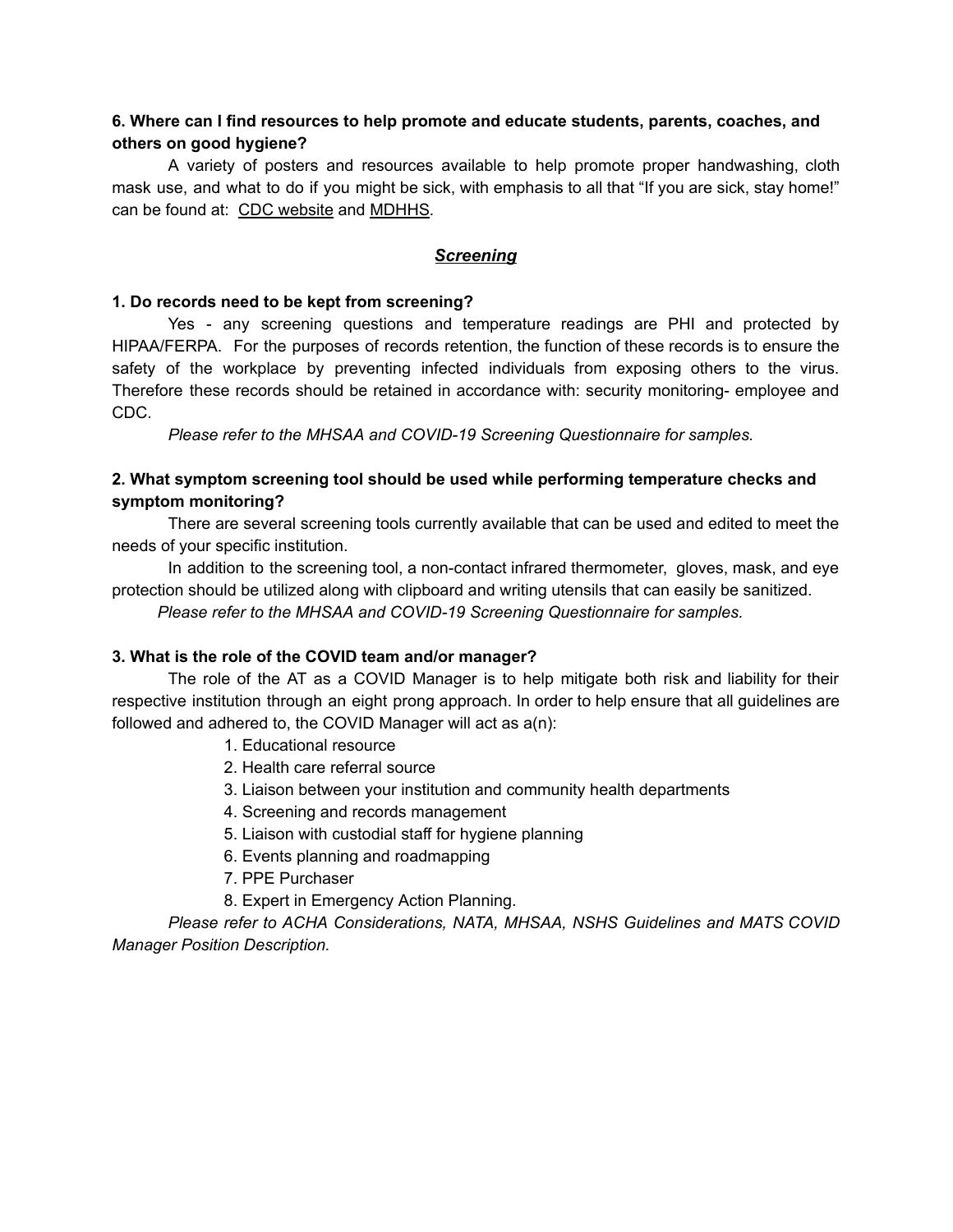**6. Where can I find resources to help promote and educate students, parents, coaches, and others on good hygiene?**

A variety of posters and resources available to help promote proper handwashing, cloth mask use, and what to do if you might be sick, with emphasis to all that "If you are sick, stay home!" can be found at: CDC website and MDHHS.

## ***Screening***

**1. Do records need to be kept from screening?**

Yes - any screening questions and temperature readings are PHI and protected by HIPAA/FERPA. For the purposes of records retention, the function of these records is to ensure the safety of the workplace by preventing infected individuals from exposing others to the virus. Therefore these records should be retained in accordance with: security monitoring- employee and CDC.

*Please refer to the MHSAA and COVID-19 Screening Questionnaire for samples.*

**2. What symptom screening tool should be used while performing temperature checks and symptom monitoring?**

There are several screening tools currently available that can be used and edited to meet the needs of your specific institution.

In addition to the screening tool, a non-contact infrared thermometer, gloves, mask, and eye protection should be utilized along with clipboard and writing utensils that can easily be sanitized.

*Please refer to the MHSAA and COVID-19 Screening Questionnaire for samples.*

**3. What is the role of the COVID team and/or manager?**

The role of the AT as a COVID Manager is to help mitigate both risk and liability for their respective institution through an eight prong approach. In order to help ensure that all guidelines are followed and adhered to, the COVID Manager will act as a(n):

1. Educational resource
2. Health care referral source
3. Liaison between your institution and community health departments
4. Screening and records management
5. Liaison with custodial staff for hygiene planning
6. Events planning and roadmapping
7. PPE Purchaser
8. Expert in Emergency Action Planning.

*Please refer to ACHA Considerations, NATA, MHSAA, NSHS Guidelines and MATS COVID Manager Position Description.*